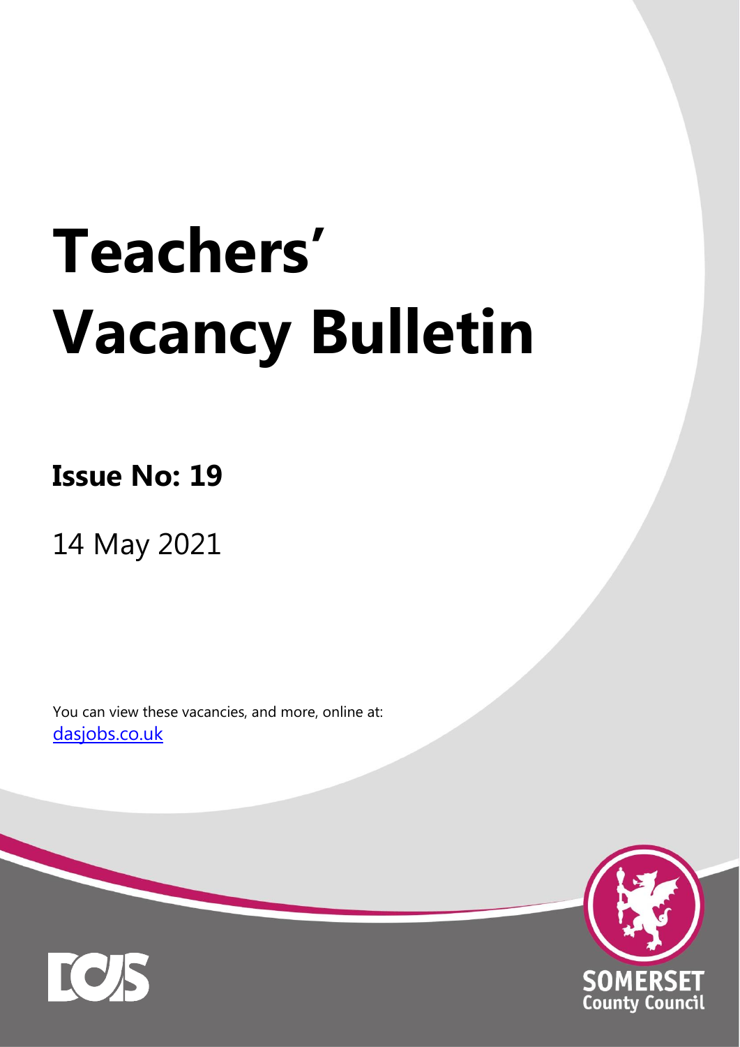# Teachers' Vacancy Bulletin

## Issue No: 19

14 May 2021

You can view these vacancies, and more, online at:
[dasjobs.co.uk](dasjobs.co.uk)

SOMERSET
County Council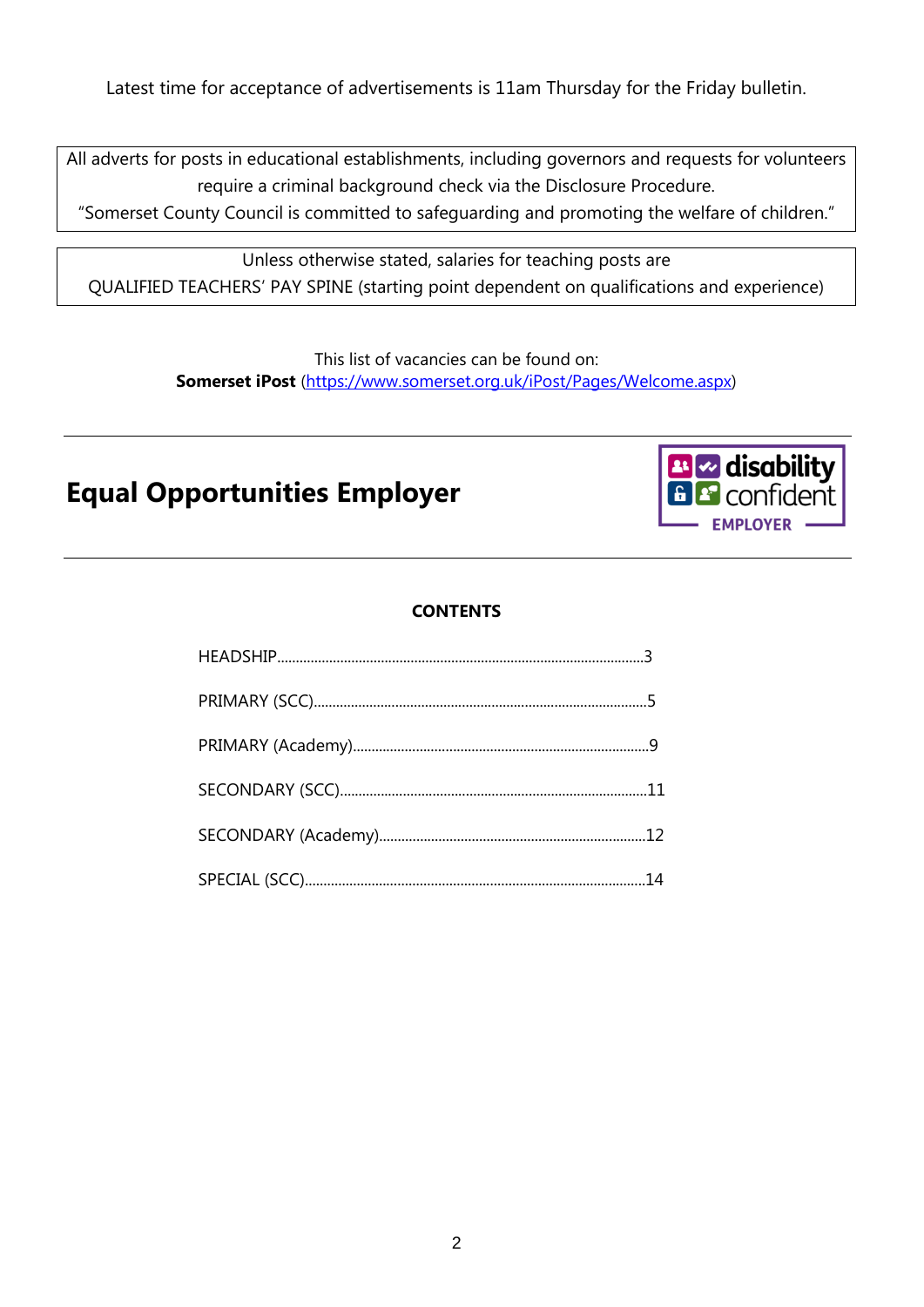Latest time for acceptance of advertisements is 11am Thursday for the Friday bulletin.

All adverts for posts in educational establishments, including governors and requests for volunteers require a criminal background check via the Disclosure Procedure.
"Somerset County Council is committed to safeguarding and promoting the welfare of children."

Unless otherwise stated, salaries for teaching posts are
QUALIFIED TEACHERS' PAY SPINE (starting point dependent on qualifications and experience)

This list of vacancies can be found on:
**Somerset iPost** (https://www.somerset.org.uk/iPost/Pages/Welcome.aspx)

# Equal Opportunities Employer

disability confident EMPLOYER

**CONTENTS**

HEADSHIP........................................................3

PRIMARY (SCC)................................................5

PRIMARY (Academy).........................................9

SECONDARY (SCC)..........................................11

SECONDARY (Academy)...................................12

SPECIAL (SCC).................................................14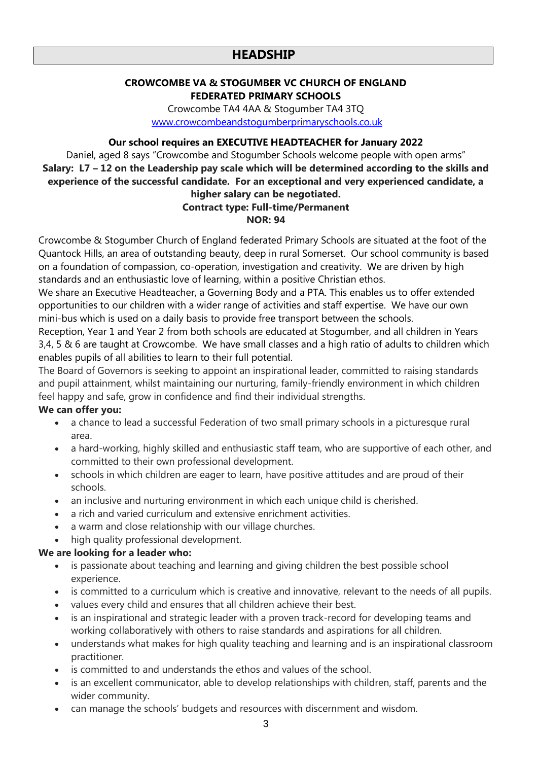# HEADSHIP

**CROWCOMBE VA & STOGUMBER VC CHURCH OF ENGLAND FEDERATED PRIMARY SCHOOLS**

Crowcombe TA4 4AA & Stogumber TA4 3TQ

www.crowcombeandstogumberprimaryschools.co.uk

**Our school requires an EXECUTIVE HEADTEACHER for January 2022**

Daniel, aged 8 says "Crowcombe and Stogumber Schools welcome people with open arms"

**Salary: L7 – 12 on the Leadership pay scale which will be determined according to the skills and experience of the successful candidate. For an exceptional and very experienced candidate, a higher salary can be negotiated.**

**Contract type: Full-time/Permanent**

**NOR: 94**

Crowcombe & Stogumber Church of England federated Primary Schools are situated at the foot of the Quantock Hills, an area of outstanding beauty, deep in rural Somerset. Our school community is based on a foundation of compassion, co-operation, investigation and creativity. We are driven by high standards and an enthusiastic love of learning, within a positive Christian ethos.

We share an Executive Headteacher, a Governing Body and a PTA. This enables us to offer extended opportunities to our children with a wider range of activities and staff expertise. We have our own mini-bus which is used on a daily basis to provide free transport between the schools.

Reception, Year 1 and Year 2 from both schools are educated at Stogumber, and all children in Years 3,4, 5 & 6 are taught at Crowcombe. We have small classes and a high ratio of adults to children which enables pupils of all abilities to learn to their full potential.

The Board of Governors is seeking to appoint an inspirational leader, committed to raising standards and pupil attainment, whilst maintaining our nurturing, family-friendly environment in which children feel happy and safe, grow in confidence and find their individual strengths.

**We can offer you:**

- a chance to lead a successful Federation of two small primary schools in a picturesque rural area.
- a hard-working, highly skilled and enthusiastic staff team, who are supportive of each other, and committed to their own professional development.
- schools in which children are eager to learn, have positive attitudes and are proud of their schools.
- an inclusive and nurturing environment in which each unique child is cherished.
- a rich and varied curriculum and extensive enrichment activities.
- a warm and close relationship with our village churches.
- high quality professional development.

**We are looking for a leader who:**

- is passionate about teaching and learning and giving children the best possible school experience.
- is committed to a curriculum which is creative and innovative, relevant to the needs of all pupils.
- values every child and ensures that all children achieve their best.
- is an inspirational and strategic leader with a proven track-record for developing teams and working collaboratively with others to raise standards and aspirations for all children.
- understands what makes for high quality teaching and learning and is an inspirational classroom practitioner.
- is committed to and understands the ethos and values of the school.
- is an excellent communicator, able to develop relationships with children, staff, parents and the wider community.
- can manage the schools' budgets and resources with discernment and wisdom.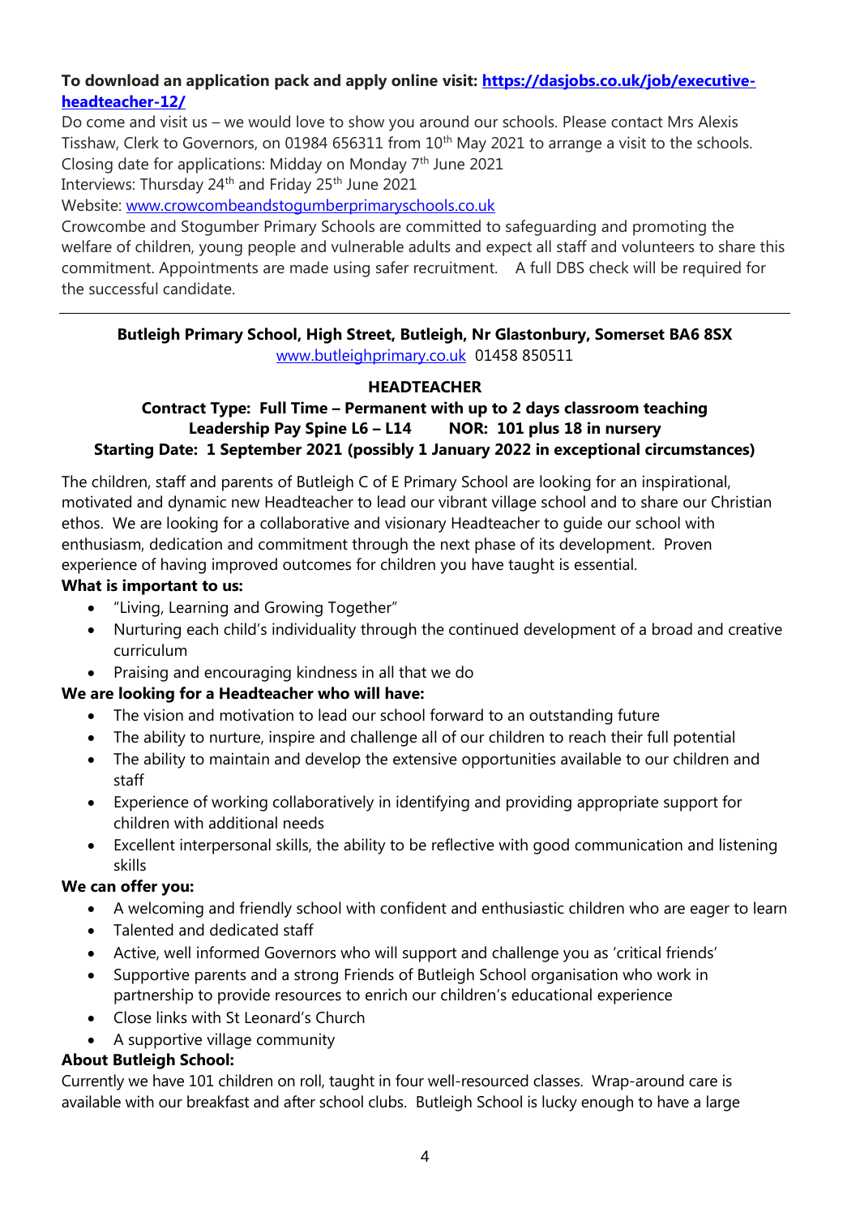**To download an application pack and apply online visit: [https://dasjobs.co.uk/job/executive-headteacher-12/](https://dasjobs.co.uk/job/executive-headteacher-12/)**

Do come and visit us – we would love to show you around our schools. Please contact Mrs Alexis Tisshaw, Clerk to Governors, on 01984 656311 from 10th May 2021 to arrange a visit to the schools.
Closing date for applications: Midday on Monday 7th June 2021
Interviews: Thursday 24th and Friday 25th June 2021
Website: [www.crowcombeandstogumberprimaryschools.co.uk](http://www.crowcombeandstogumberprimaryschools.co.uk)
Crowcombe and Stogumber Primary Schools are committed to safeguarding and promoting the welfare of children, young people and vulnerable adults and expect all staff and volunteers to share this commitment. Appointments are made using safer recruitment. A full DBS check will be required for the successful candidate.

---

**Butleigh Primary School, High Street, Butleigh, Nr Glastonbury, Somerset BA6 8SX**
[www.butleighprimary.co.uk](http://www.butleighprimary.co.uk) 01458 850511

## HEADTEACHER

**Contract Type: Full Time – Permanent with up to 2 days classroom teaching**
**Leadership Pay Spine L6 – L14 NOR: 101 plus 18 in nursery**
**Starting Date: 1 September 2021 (possibly 1 January 2022 in exceptional circumstances)**

The children, staff and parents of Butleigh C of E Primary School are looking for an inspirational, motivated and dynamic new Headteacher to lead our vibrant village school and to share our Christian ethos. We are looking for a collaborative and visionary Headteacher to guide our school with enthusiasm, dedication and commitment through the next phase of its development. Proven experience of having improved outcomes for children you have taught is essential.

**What is important to us:**

- "Living, Learning and Growing Together"
- Nurturing each child's individuality through the continued development of a broad and creative curriculum
- Praising and encouraging kindness in all that we do

**We are looking for a Headteacher who will have:**

- The vision and motivation to lead our school forward to an outstanding future
- The ability to nurture, inspire and challenge all of our children to reach their full potential
- The ability to maintain and develop the extensive opportunities available to our children and staff
- Experience of working collaboratively in identifying and providing appropriate support for children with additional needs
- Excellent interpersonal skills, the ability to be reflective with good communication and listening skills

**We can offer you:**

- A welcoming and friendly school with confident and enthusiastic children who are eager to learn
- Talented and dedicated staff
- Active, well informed Governors who will support and challenge you as 'critical friends'
- Supportive parents and a strong Friends of Butleigh School organisation who work in partnership to provide resources to enrich our children's educational experience
- Close links with St Leonard's Church
- A supportive village community

**About Butleigh School:**

Currently we have 101 children on roll, taught in four well-resourced classes. Wrap-around care is available with our breakfast and after school clubs. Butleigh School is lucky enough to have a large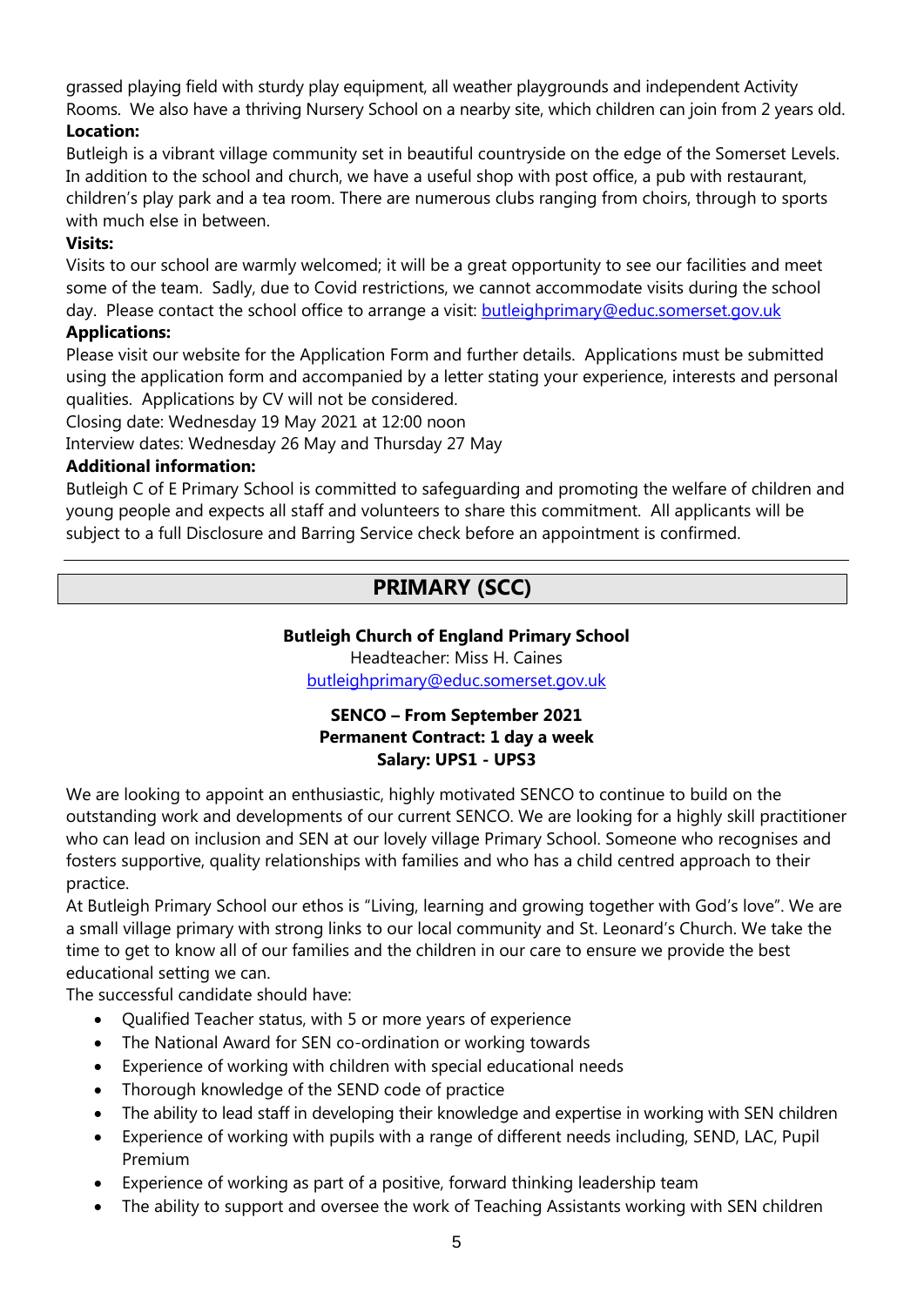grassed playing field with sturdy play equipment, all weather playgrounds and independent Activity Rooms. We also have a thriving Nursery School on a nearby site, which children can join from 2 years old.

**Location:**

Butleigh is a vibrant village community set in beautiful countryside on the edge of the Somerset Levels. In addition to the school and church, we have a useful shop with post office, a pub with restaurant, children's play park and a tea room. There are numerous clubs ranging from choirs, through to sports with much else in between.

**Visits:**

Visits to our school are warmly welcomed; it will be a great opportunity to see our facilities and meet some of the team. Sadly, due to Covid restrictions, we cannot accommodate visits during the school day. Please contact the school office to arrange a visit: butleighprimary@educ.somerset.gov.uk

**Applications:**

Please visit our website for the Application Form and further details. Applications must be submitted using the application form and accompanied by a letter stating your experience, interests and personal qualities. Applications by CV will not be considered.

Closing date: Wednesday 19 May 2021 at 12:00 noon

Interview dates: Wednesday 26 May and Thursday 27 May

**Additional information:**

Butleigh C of E Primary School is committed to safeguarding and promoting the welfare of children and young people and expects all staff and volunteers to share this commitment. All applicants will be subject to a full Disclosure and Barring Service check before an appointment is confirmed.

---

## PRIMARY (SCC)

**Butleigh Church of England Primary School**

Headteacher: Miss H. Caines

butleighprimary@educ.somerset.gov.uk

**SENCO – From September 2021**
**Permanent Contract: 1 day a week**
**Salary: UPS1 - UPS3**

We are looking to appoint an enthusiastic, highly motivated SENCO to continue to build on the outstanding work and developments of our current SENCO. We are looking for a highly skill practitioner who can lead on inclusion and SEN at our lovely village Primary School. Someone who recognises and fosters supportive, quality relationships with families and who has a child centred approach to their practice.

At Butleigh Primary School our ethos is "Living, learning and growing together with God's love". We are a small village primary with strong links to our local community and St. Leonard's Church. We take the time to get to know all of our families and the children in our care to ensure we provide the best educational setting we can.

The successful candidate should have:

- Qualified Teacher status, with 5 or more years of experience
- The National Award for SEN co-ordination or working towards
- Experience of working with children with special educational needs
- Thorough knowledge of the SEND code of practice
- The ability to lead staff in developing their knowledge and expertise in working with SEN children
- Experience of working with pupils with a range of different needs including, SEND, LAC, Pupil Premium
- Experience of working as part of a positive, forward thinking leadership team
- The ability to support and oversee the work of Teaching Assistants working with SEN children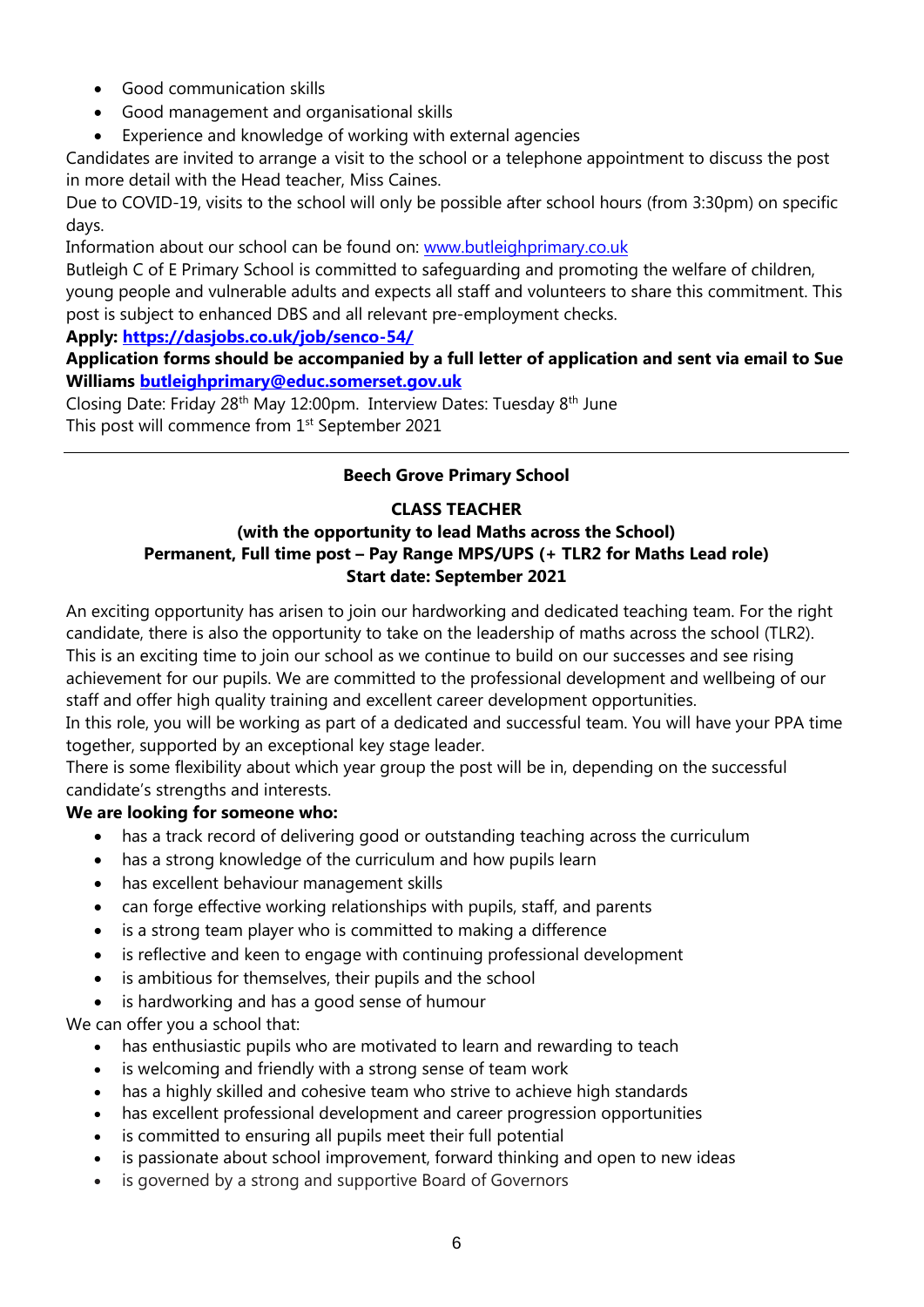- Good communication skills
- Good management and organisational skills
- Experience and knowledge of working with external agencies

Candidates are invited to arrange a visit to the school or a telephone appointment to discuss the post in more detail with the Head teacher, Miss Caines.

Due to COVID-19, visits to the school will only be possible after school hours (from 3:30pm) on specific days.

Information about our school can be found on: www.butleighprimary.co.uk

Butleigh C of E Primary School is committed to safeguarding and promoting the welfare of children, young people and vulnerable adults and expects all staff and volunteers to share this commitment. This post is subject to enhanced DBS and all relevant pre-employment checks.

**Apply: https://dasjobs.co.uk/job/senco-54/**

**Application forms should be accompanied by a full letter of application and sent via email to Sue Williams butleighprimary@educ.somerset.gov.uk**

Closing Date: Friday 28th May 12:00pm. Interview Dates: Tuesday 8th June

This post will commence from 1st September 2021

---

**Beech Grove Primary School**

**CLASS TEACHER**
**(with the opportunity to lead Maths across the School)**
**Permanent, Full time post – Pay Range MPS/UPS (+ TLR2 for Maths Lead role)**
**Start date: September 2021**

An exciting opportunity has arisen to join our hardworking and dedicated teaching team. For the right candidate, there is also the opportunity to take on the leadership of maths across the school (TLR2). This is an exciting time to join our school as we continue to build on our successes and see rising achievement for our pupils. We are committed to the professional development and wellbeing of our staff and offer high quality training and excellent career development opportunities.

In this role, you will be working as part of a dedicated and successful team. You will have your PPA time together, supported by an exceptional key stage leader.

There is some flexibility about which year group the post will be in, depending on the successful candidate's strengths and interests.

**We are looking for someone who:**

- has a track record of delivering good or outstanding teaching across the curriculum
- has a strong knowledge of the curriculum and how pupils learn
- has excellent behaviour management skills
- can forge effective working relationships with pupils, staff, and parents
- is a strong team player who is committed to making a difference
- is reflective and keen to engage with continuing professional development
- is ambitious for themselves, their pupils and the school
- is hardworking and has a good sense of humour

We can offer you a school that:

- has enthusiastic pupils who are motivated to learn and rewarding to teach
- is welcoming and friendly with a strong sense of team work
- has a highly skilled and cohesive team who strive to achieve high standards
- has excellent professional development and career progression opportunities
- is committed to ensuring all pupils meet their full potential
- is passionate about school improvement, forward thinking and open to new ideas
- is governed by a strong and supportive Board of Governors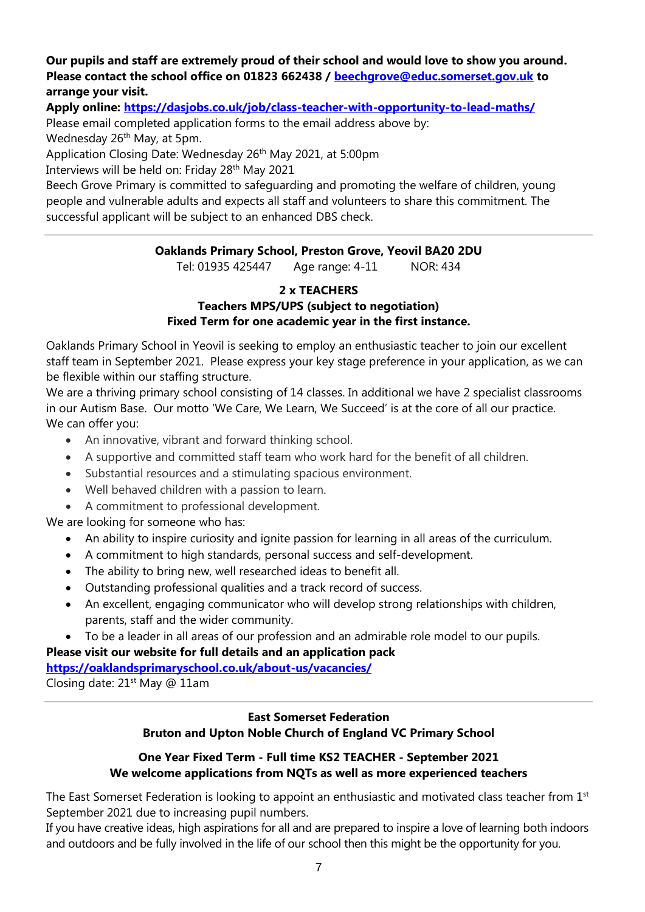**Our pupils and staff are extremely proud of their school and would love to show you around. Please contact the school office on 01823 662438 / beechgrove@educ.somerset.gov.uk to arrange your visit.**

**Apply online: https://dasjobs.co.uk/job/class-teacher-with-opportunity-to-lead-maths/**

Please email completed application forms to the email address above by:

Wednesday 26th May, at 5pm.

Application Closing Date: Wednesday 26th May 2021, at 5:00pm

Interviews will be held on: Friday 28th May 2021

Beech Grove Primary is committed to safeguarding and promoting the welfare of children, young people and vulnerable adults and expects all staff and volunteers to share this commitment. The successful applicant will be subject to an enhanced DBS check.

---

**Oaklands Primary School, Preston Grove, Yeovil BA20 2DU**

Tel: 01935 425447 Age range: 4-11 NOR: 434

**2 x TEACHERS**

**Teachers MPS/UPS (subject to negotiation)**

**Fixed Term for one academic year in the first instance.**

Oaklands Primary School in Yeovil is seeking to employ an enthusiastic teacher to join our excellent staff team in September 2021. Please express your key stage preference in your application, as we can be flexible within our staffing structure.

We are a thriving primary school consisting of 14 classes. In additional we have 2 specialist classrooms in our Autism Base. Our motto 'We Care, We Learn, We Succeed' is at the core of all our practice.

We can offer you:

- An innovative, vibrant and forward thinking school.
- A supportive and committed staff team who work hard for the benefit of all children.
- Substantial resources and a stimulating spacious environment.
- Well behaved children with a passion to learn.
- A commitment to professional development.

We are looking for someone who has:

- An ability to inspire curiosity and ignite passion for learning in all areas of the curriculum.
- A commitment to high standards, personal success and self-development.
- The ability to bring new, well researched ideas to benefit all.
- Outstanding professional qualities and a track record of success.
- An excellent, engaging communicator who will develop strong relationships with children, parents, staff and the wider community.
- To be a leader in all areas of our profession and an admirable role model to our pupils.

**Please visit our website for full details and an application pack**

**https://oaklandsprimaryschool.co.uk/about-us/vacancies/**

Closing date: 21st May @ 11am

---

**East Somerset Federation**

**Bruton and Upton Noble Church of England VC Primary School**

**One Year Fixed Term - Full time KS2 TEACHER - September 2021**

**We welcome applications from NQTs as well as more experienced teachers**

The East Somerset Federation is looking to appoint an enthusiastic and motivated class teacher from 1st September 2021 due to increasing pupil numbers.

If you have creative ideas, high aspirations for all and are prepared to inspire a love of learning both indoors and outdoors and be fully involved in the life of our school then this might be the opportunity for you.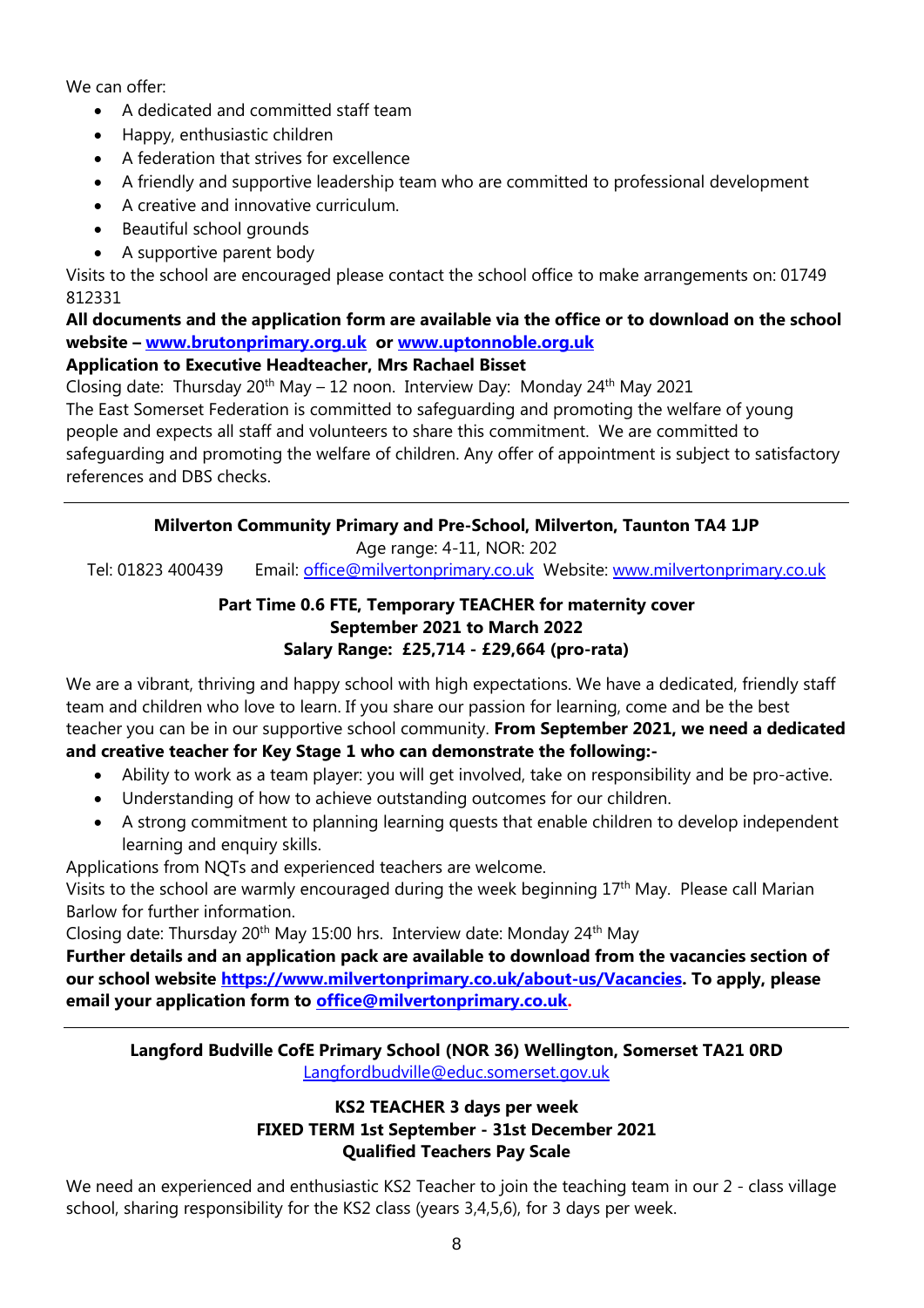We can offer:

- A dedicated and committed staff team
- Happy, enthusiastic children
- A federation that strives for excellence
- A friendly and supportive leadership team who are committed to professional development
- A creative and innovative curriculum.
- Beautiful school grounds
- A supportive parent body

Visits to the school are encouraged please contact the school office to make arrangements on: 01749 812331

**All documents and the application form are available via the office or to download on the school website – [www.brutonprimary.org.uk](http://www.brutonprimary.org.uk) or [www.uptonnoble.org.uk](http://www.uptonnoble.org.uk)**

**Application to Executive Headteacher, Mrs Rachael Bisset**

Closing date: Thursday 20th May – 12 noon. Interview Day: Monday 24th May 2021

The East Somerset Federation is committed to safeguarding and promoting the welfare of young people and expects all staff and volunteers to share this commitment. We are committed to safeguarding and promoting the welfare of children. Any offer of appointment is subject to satisfactory references and DBS checks.

---

**Milverton Community Primary and Pre-School, Milverton, Taunton TA4 1JP**

Age range: 4-11, NOR: 202

Tel: 01823 400439 Email: [office@milvertonprimary.co.uk](mailto:office@milvertonprimary.co.uk) Website: [www.milvertonprimary.co.uk](http://www.milvertonprimary.co.uk)

**Part Time 0.6 FTE, Temporary TEACHER for maternity cover**
**September 2021 to March 2022**
**Salary Range: £25,714 - £29,664 (pro-rata)**

We are a vibrant, thriving and happy school with high expectations. We have a dedicated, friendly staff team and children who love to learn. If you share our passion for learning, come and be the best teacher you can be in our supportive school community. **From September 2021, we need a dedicated and creative teacher for Key Stage 1 who can demonstrate the following:-**

- Ability to work as a team player: you will get involved, take on responsibility and be pro-active.
- Understanding of how to achieve outstanding outcomes for our children.
- A strong commitment to planning learning quests that enable children to develop independent learning and enquiry skills.

Applications from NQTs and experienced teachers are welcome.

Visits to the school are warmly encouraged during the week beginning 17th May. Please call Marian Barlow for further information.

Closing date: Thursday 20th May 15:00 hrs. Interview date: Monday 24th May

**Further details and an application pack are available to download from the vacancies section of our school website [https://www.milvertonprimary.co.uk/about-us/Vacancies](https://www.milvertonprimary.co.uk/about-us/Vacancies). To apply, please email your application form to [office@milvertonprimary.co.uk](mailto:office@milvertonprimary.co.uk).**

---

**Langford Budville CofE Primary School (NOR 36) Wellington, Somerset TA21 0RD**

[Langfordbudville@educ.somerset.gov.uk](mailto:Langfordbudville@educ.somerset.gov.uk)

**KS2 TEACHER 3 days per week**
**FIXED TERM 1st September - 31st December 2021**
**Qualified Teachers Pay Scale**

We need an experienced and enthusiastic KS2 Teacher to join the teaching team in our 2 - class village school, sharing responsibility for the KS2 class (years 3,4,5,6), for 3 days per week.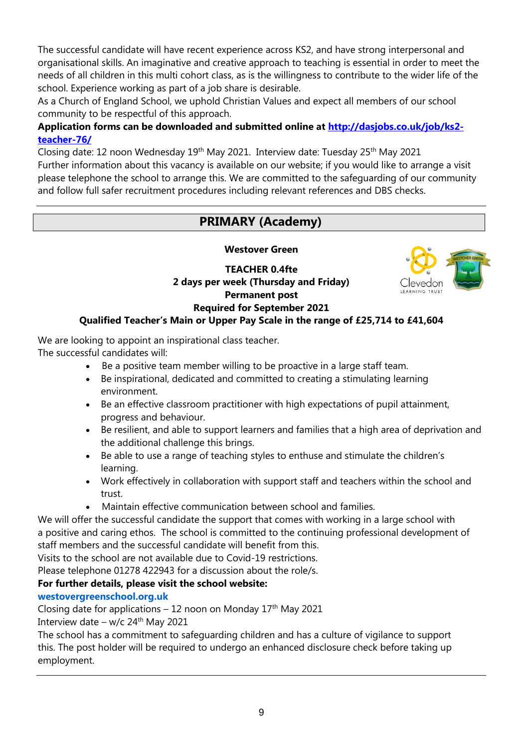The successful candidate will have recent experience across KS2, and have strong interpersonal and organisational skills. An imaginative and creative approach to teaching is essential in order to meet the needs of all children in this multi cohort class, as is the willingness to contribute to the wider life of the school. Experience working as part of a job share is desirable.

As a Church of England School, we uphold Christian Values and expect all members of our school community to be respectful of this approach.

**Application forms can be downloaded and submitted online at [http://dasjobs.co.uk/job/ks2-teacher-76/](http://dasjobs.co.uk/job/ks2-teacher-76/)**

Closing date: 12 noon Wednesday 19th May 2021. Interview date: Tuesday 25th May 2021

Further information about this vacancy is available on our website; if you would like to arrange a visit please telephone the school to arrange this. We are committed to the safeguarding of our community and follow full safer recruitment procedures including relevant references and DBS checks.

---

## PRIMARY (Academy)

**Westover Green**

**TEACHER 0.4fte**
**2 days per week (Thursday and Friday)**
**Permanent post**
**Required for September 2021**
**Qualified Teacher's Main or Upper Pay Scale in the range of £25,714 to £41,604**

We are looking to appoint an inspirational class teacher.
The successful candidates will:

- Be a positive team member willing to be proactive in a large staff team.
- Be inspirational, dedicated and committed to creating a stimulating learning environment.
- Be an effective classroom practitioner with high expectations of pupil attainment, progress and behaviour.
- Be resilient, and able to support learners and families that a high area of deprivation and the additional challenge this brings.
- Be able to use a range of teaching styles to enthuse and stimulate the children's learning.
- Work effectively in collaboration with support staff and teachers within the school and trust.
- Maintain effective communication between school and families.

We will offer the successful candidate the support that comes with working in a large school with a positive and caring ethos. The school is committed to the continuing professional development of staff members and the successful candidate will benefit from this.

Visits to the school are not available due to Covid-19 restrictions.

Please telephone 01278 422943 for a discussion about the role/s.

**For further details, please visit the school website:**

**westovergreenschool.org.uk**

Closing date for applications – 12 noon on Monday 17th May 2021

Interview date – w/c 24th May 2021

The school has a commitment to safeguarding children and has a culture of vigilance to support this. The post holder will be required to undergo an enhanced disclosure check before taking up employment.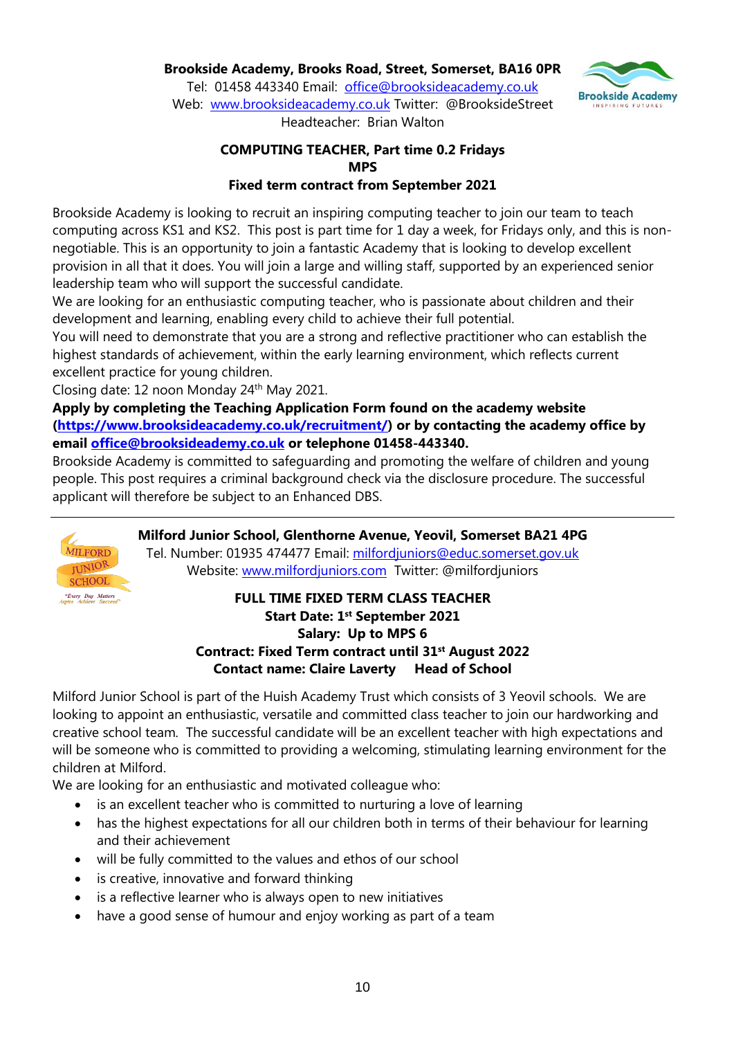**Brookside Academy, Brooks Road, Street, Somerset, BA16 0PR**
Tel: 01458 443340 Email: office@brooksideacademy.co.uk
Web: www.brooksideacademy.co.uk Twitter: @BrooksideStreet
Headteacher: Brian Walton

**COMPUTING TEACHER, Part time 0.2 Fridays**
**MPS**
**Fixed term contract from September 2021**

Brookside Academy is looking to recruit an inspiring computing teacher to join our team to teach computing across KS1 and KS2. This post is part time for 1 day a week, for Fridays only, and this is non-negotiable. This is an opportunity to join a fantastic Academy that is looking to develop excellent provision in all that it does. You will join a large and willing staff, supported by an experienced senior leadership team who will support the successful candidate.

We are looking for an enthusiastic computing teacher, who is passionate about children and their development and learning, enabling every child to achieve their full potential.

You will need to demonstrate that you are a strong and reflective practitioner who can establish the highest standards of achievement, within the early learning environment, which reflects current excellent practice for young children.

Closing date: 12 noon Monday 24th May 2021.

**Apply by completing the Teaching Application Form found on the academy website (https://www.brooksideacademy.co.uk/recruitment/) or by contacting the academy office by email office@brooksideademy.co.uk or telephone 01458-443340.**

Brookside Academy is committed to safeguarding and promoting the welfare of children and young people. This post requires a criminal background check via the disclosure procedure. The successful applicant will therefore be subject to an Enhanced DBS.

---

**Milford Junior School, Glenthorne Avenue, Yeovil, Somerset BA21 4PG**
Tel. Number: 01935 474477 Email: milfordjuniors@educ.somerset.gov.uk
Website: www.milfordjuniors.com Twitter: @milfordjuniors

**FULL TIME FIXED TERM CLASS TEACHER**
**Start Date: 1st September 2021**
**Salary: Up to MPS 6**
**Contract: Fixed Term contract until 31st August 2022**
**Contact name: Claire Laverty Head of School**

Milford Junior School is part of the Huish Academy Trust which consists of 3 Yeovil schools. We are looking to appoint an enthusiastic, versatile and committed class teacher to join our hardworking and creative school team. The successful candidate will be an excellent teacher with high expectations and will be someone who is committed to providing a welcoming, stimulating learning environment for the children at Milford.

We are looking for an enthusiastic and motivated colleague who:

- is an excellent teacher who is committed to nurturing a love of learning
- has the highest expectations for all our children both in terms of their behaviour for learning and their achievement
- will be fully committed to the values and ethos of our school
- is creative, innovative and forward thinking
- is a reflective learner who is always open to new initiatives
- have a good sense of humour and enjoy working as part of a team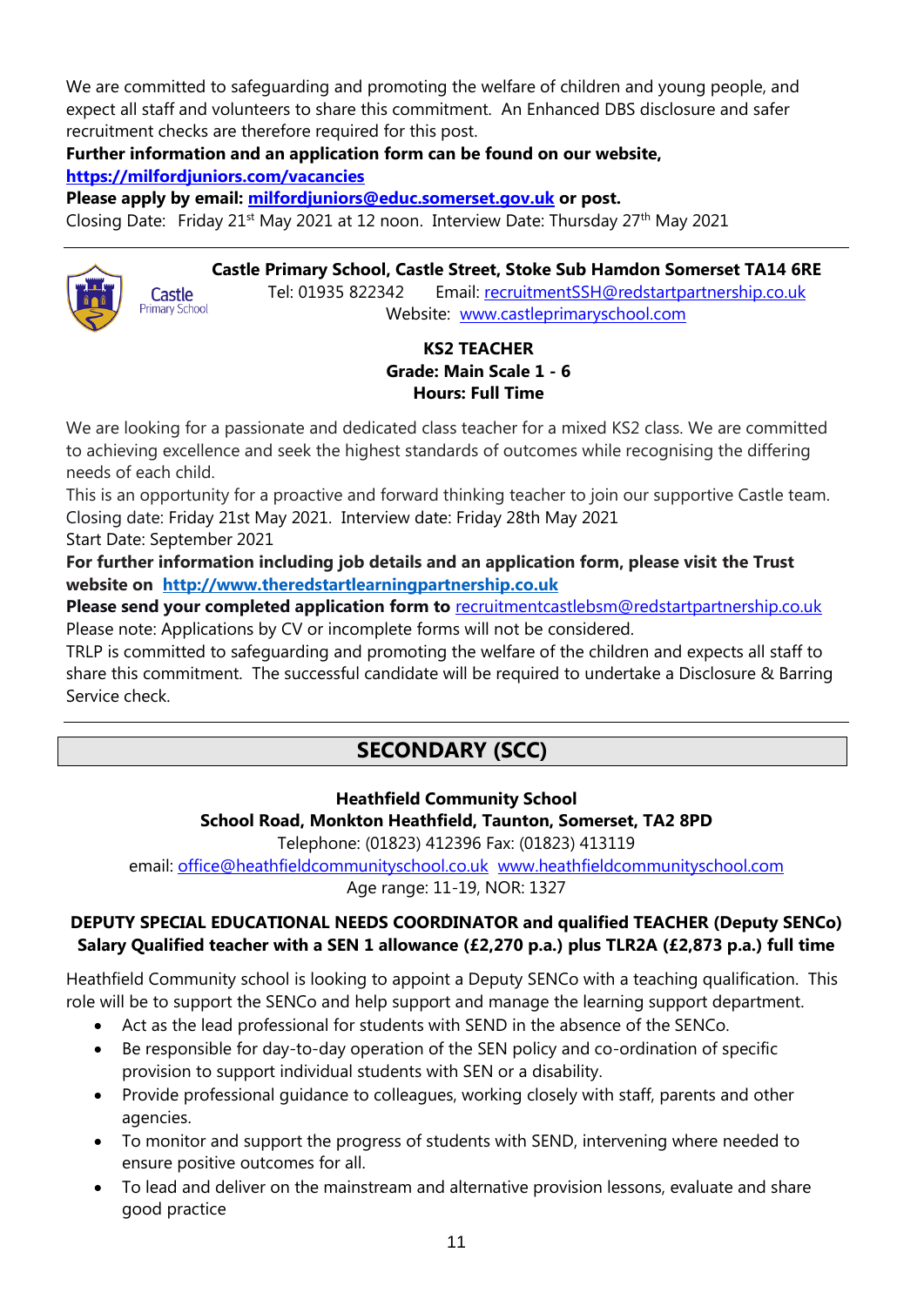We are committed to safeguarding and promoting the welfare of children and young people, and expect all staff and volunteers to share this commitment. An Enhanced DBS disclosure and safer recruitment checks are therefore required for this post.

**Further information and an application form can be found on our website, [https://milfordjuniors.com/vacancies](https://milfordjuniors.com/vacancies)**

**Please apply by email: [milfordjuniors@educ.somerset.gov.uk](mailto:milfordjuniors@educ.somerset.gov.uk) or post.**

Closing Date: Friday 21st May 2021 at 12 noon. Interview Date: Thursday 27th May 2021

---

**Castle Primary School, Castle Street, Stoke Sub Hamdon Somerset TA14 6RE**

Castle Primary School

Tel: 01935 822342 Email: [recruitmentSSH@redstartpartnership.co.uk](mailto:recruitmentSSH@redstartpartnership.co.uk)

Website: [www.castleprimaryschool.com](http://www.castleprimaryschool.com)

**KS2 TEACHER**
**Grade: Main Scale 1 - 6**
**Hours: Full Time**

We are looking for a passionate and dedicated class teacher for a mixed KS2 class. We are committed to achieving excellence and seek the highest standards of outcomes while recognising the differing needs of each child.

This is an opportunity for a proactive and forward thinking teacher to join our supportive Castle team.

Closing date: Friday 21st May 2021. Interview date: Friday 28th May 2021

Start Date: September 2021

**For further information including job details and an application form, please visit the Trust website on [http://www.theredstartlearningpartnership.co.uk](http://www.theredstartlearningpartnership.co.uk)**

**Please send your completed application form to** [recruitmentcastlebsm@redstartpartnership.co.uk](mailto:recruitmentcastlebsm@redstartpartnership.co.uk)

Please note: Applications by CV or incomplete forms will not be considered.

TRLP is committed to safeguarding and promoting the welfare of the children and expects all staff to share this commitment. The successful candidate will be required to undertake a Disclosure & Barring Service check.

---

## SECONDARY (SCC)

**Heathfield Community School**
**School Road, Monkton Heathfield, Taunton, Somerset, TA2 8PD**

Telephone: (01823) 412396 Fax: (01823) 413119

email: [office@heathfieldcommunityschool.co.uk](mailto:office@heathfieldcommunityschool.co.uk) [www.heathfieldcommunityschool.com](http://www.heathfieldcommunityschool.com)

Age range: 11-19, NOR: 1327

**DEPUTY SPECIAL EDUCATIONAL NEEDS COORDINATOR and qualified TEACHER (Deputy SENCo)**
**Salary Qualified teacher with a SEN 1 allowance (£2,270 p.a.) plus TLR2A (£2,873 p.a.) full time**

Heathfield Community school is looking to appoint a Deputy SENCo with a teaching qualification. This role will be to support the SENCo and help support and manage the learning support department.

- Act as the lead professional for students with SEND in the absence of the SENCo.
- Be responsible for day-to-day operation of the SEN policy and co-ordination of specific provision to support individual students with SEN or a disability.
- Provide professional guidance to colleagues, working closely with staff, parents and other agencies.
- To monitor and support the progress of students with SEND, intervening where needed to ensure positive outcomes for all.
- To lead and deliver on the mainstream and alternative provision lessons, evaluate and share good practice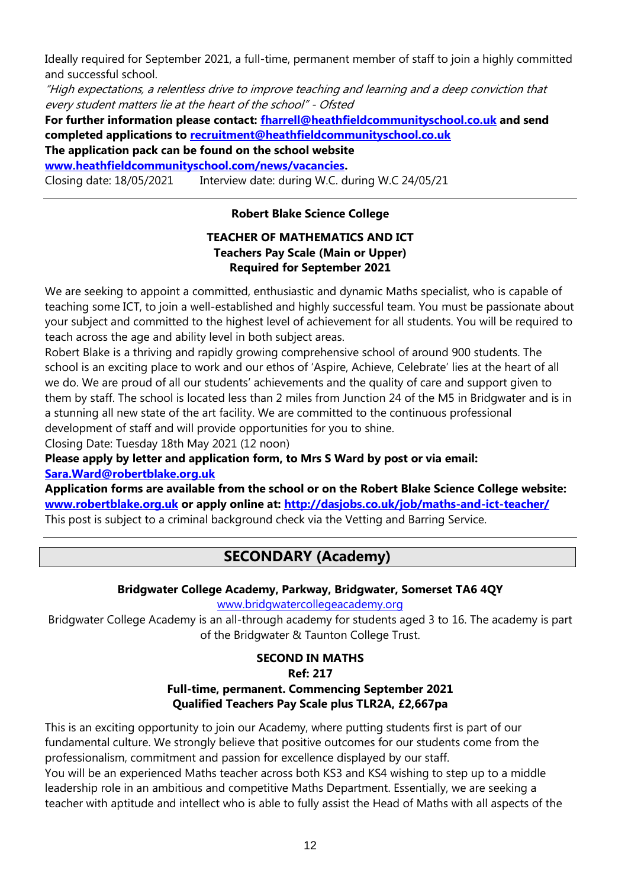Ideally required for September 2021, a full-time, permanent member of staff to join a highly committed and successful school.

*"High expectations, a relentless drive to improve teaching and learning and a deep conviction that every student matters lie at the heart of the school" - Ofsted*

**For further information please contact: fharrell@heathfieldcommunityschool.co.uk and send completed applications to recruitment@heathfieldcommunityschool.co.uk**

**The application pack can be found on the school website www.heathfieldcommunityschool.com/news/vacancies.**

Closing date: 18/05/2021 Interview date: during W.C. during W.C 24/05/21

---

**Robert Blake Science College**

**TEACHER OF MATHEMATICS AND ICT**
**Teachers Pay Scale (Main or Upper)**
**Required for September 2021**

We are seeking to appoint a committed, enthusiastic and dynamic Maths specialist, who is capable of teaching some ICT, to join a well-established and highly successful team. You must be passionate about your subject and committed to the highest level of achievement for all students. You will be required to teach across the age and ability level in both subject areas.

Robert Blake is a thriving and rapidly growing comprehensive school of around 900 students. The school is an exciting place to work and our ethos of 'Aspire, Achieve, Celebrate' lies at the heart of all we do. We are proud of all our students' achievements and the quality of care and support given to them by staff. The school is located less than 2 miles from Junction 24 of the M5 in Bridgwater and is in a stunning all new state of the art facility. We are committed to the continuous professional development of staff and will provide opportunities for you to shine.

Closing Date: Tuesday 18th May 2021 (12 noon)

**Please apply by letter and application form, to Mrs S Ward by post or via email: Sara.Ward@robertblake.org.uk**

**Application forms are available from the school or on the Robert Blake Science College website: www.robertblake.org.uk or apply online at: http://dasjobs.co.uk/job/maths-and-ict-teacher/**

This post is subject to a criminal background check via the Vetting and Barring Service.

---

## SECONDARY (Academy)

**Bridgwater College Academy, Parkway, Bridgwater, Somerset TA6 4QY**

www.bridgwatercollegeacademy.org

Bridgwater College Academy is an all-through academy for students aged 3 to 16. The academy is part of the Bridgwater & Taunton College Trust.

**SECOND IN MATHS**
**Ref: 217**
**Full-time, permanent. Commencing September 2021**
**Qualified Teachers Pay Scale plus TLR2A, £2,667pa**

This is an exciting opportunity to join our Academy, where putting students first is part of our fundamental culture. We strongly believe that positive outcomes for our students come from the professionalism, commitment and passion for excellence displayed by our staff.

You will be an experienced Maths teacher across both KS3 and KS4 wishing to step up to a middle leadership role in an ambitious and competitive Maths Department. Essentially, we are seeking a teacher with aptitude and intellect who is able to fully assist the Head of Maths with all aspects of the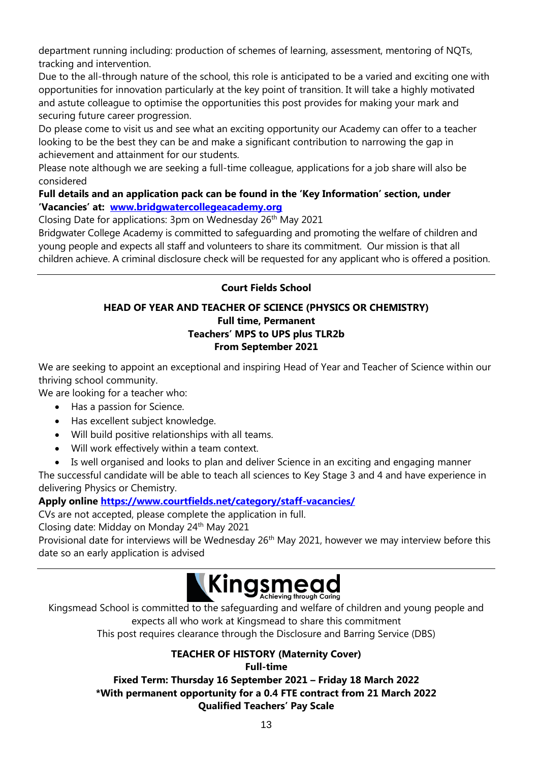department running including: production of schemes of learning, assessment, mentoring of NQTs, tracking and intervention.

Due to the all-through nature of the school, this role is anticipated to be a varied and exciting one with opportunities for innovation particularly at the key point of transition. It will take a highly motivated and astute colleague to optimise the opportunities this post provides for making your mark and securing future career progression.

Do please come to visit us and see what an exciting opportunity our Academy can offer to a teacher looking to be the best they can be and make a significant contribution to narrowing the gap in achievement and attainment for our students.

Please note although we are seeking a full-time colleague, applications for a job share will also be considered

**Full details and an application pack can be found in the 'Key Information' section, under 'Vacancies' at: [www.bridgwatercollegeacademy.org](http://www.bridgwatercollegeacademy.org)**

Closing Date for applications: 3pm on Wednesday 26th May 2021

Bridgwater College Academy is committed to safeguarding and promoting the welfare of children and young people and expects all staff and volunteers to share its commitment. Our mission is that all children achieve. A criminal disclosure check will be requested for any applicant who is offered a position.

---

**Court Fields School**

**HEAD OF YEAR AND TEACHER OF SCIENCE (PHYSICS OR CHEMISTRY)**
**Full time, Permanent**
**Teachers' MPS to UPS plus TLR2b**
**From September 2021**

We are seeking to appoint an exceptional and inspiring Head of Year and Teacher of Science within our thriving school community.

We are looking for a teacher who:

- Has a passion for Science.
- Has excellent subject knowledge.
- Will build positive relationships with all teams.
- Will work effectively within a team context.
- Is well organised and looks to plan and deliver Science in an exciting and engaging manner

The successful candidate will be able to teach all sciences to Key Stage 3 and 4 and have experience in delivering Physics or Chemistry.

**Apply online [https://www.courtfields.net/category/staff-vacancies/](https://www.courtfields.net/category/staff-vacancies/)**

CVs are not accepted, please complete the application in full.

Closing date: Midday on Monday 24th May 2021

Provisional date for interviews will be Wednesday 26th May 2021, however we may interview before this date so an early application is advised

---

**Kingsmead** Achieving through Caring

Kingsmead School is committed to the safeguarding and welfare of children and young people and expects all who work at Kingsmead to share this commitment
This post requires clearance through the Disclosure and Barring Service (DBS)

**TEACHER OF HISTORY (Maternity Cover)**
**Full-time**
**Fixed Term: Thursday 16 September 2021 – Friday 18 March 2022**
**\*With permanent opportunity for a 0.4 FTE contract from 21 March 2022**
**Qualified Teachers' Pay Scale**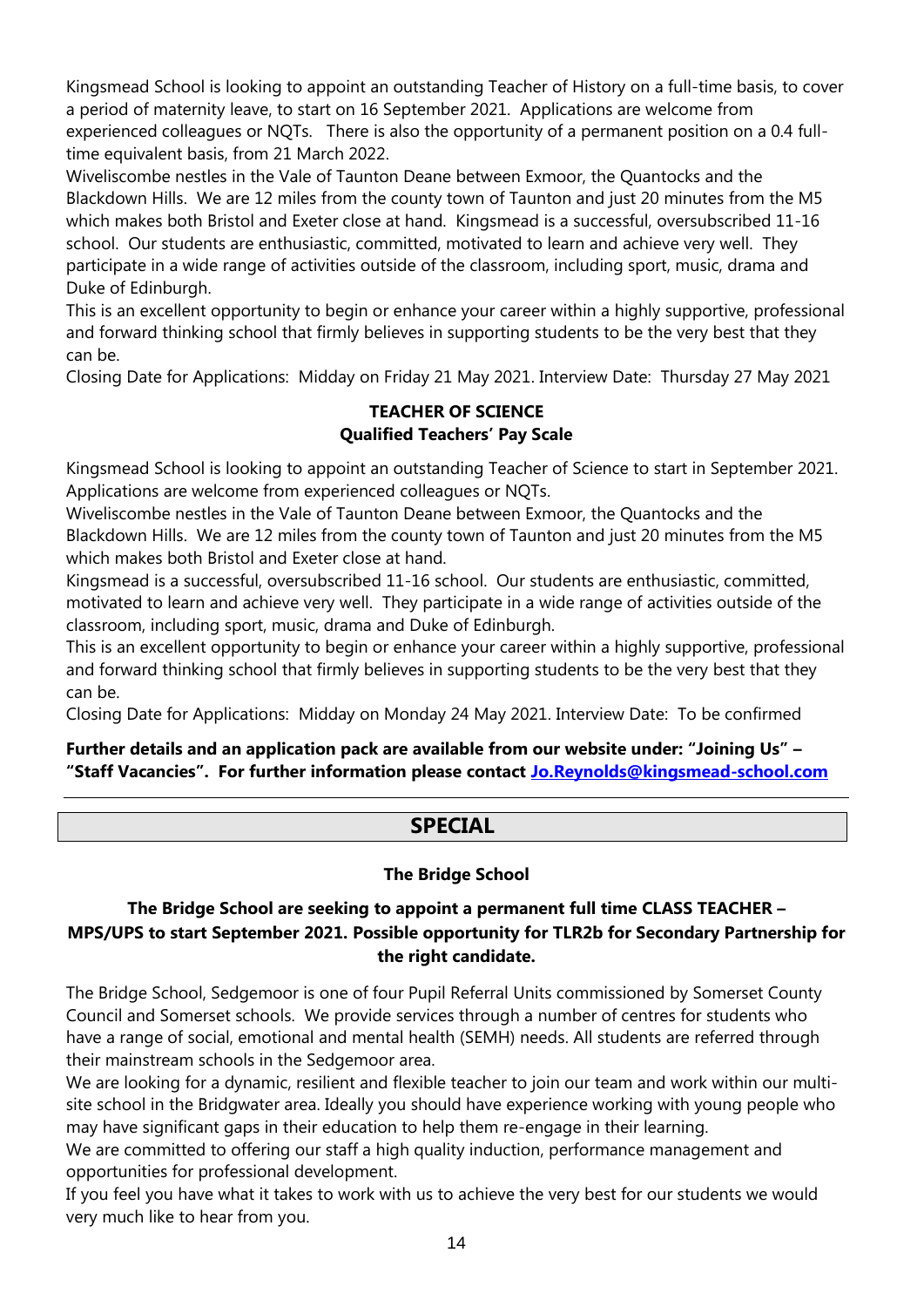Kingsmead School is looking to appoint an outstanding Teacher of History on a full-time basis, to cover a period of maternity leave, to start on 16 September 2021. Applications are welcome from experienced colleagues or NQTs. There is also the opportunity of a permanent position on a 0.4 full-time equivalent basis, from 21 March 2022.

Wiveliscombe nestles in the Vale of Taunton Deane between Exmoor, the Quantocks and the Blackdown Hills. We are 12 miles from the county town of Taunton and just 20 minutes from the M5 which makes both Bristol and Exeter close at hand. Kingsmead is a successful, oversubscribed 11-16 school. Our students are enthusiastic, committed, motivated to learn and achieve very well. They participate in a wide range of activities outside of the classroom, including sport, music, drama and Duke of Edinburgh.

This is an excellent opportunity to begin or enhance your career within a highly supportive, professional and forward thinking school that firmly believes in supporting students to be the very best that they can be.

Closing Date for Applications: Midday on Friday 21 May 2021. Interview Date: Thursday 27 May 2021

**TEACHER OF SCIENCE**
**Qualified Teachers' Pay Scale**

Kingsmead School is looking to appoint an outstanding Teacher of Science to start in September 2021. Applications are welcome from experienced colleagues or NQTs.

Wiveliscombe nestles in the Vale of Taunton Deane between Exmoor, the Quantocks and the Blackdown Hills. We are 12 miles from the county town of Taunton and just 20 minutes from the M5 which makes both Bristol and Exeter close at hand.

Kingsmead is a successful, oversubscribed 11-16 school. Our students are enthusiastic, committed, motivated to learn and achieve very well. They participate in a wide range of activities outside of the classroom, including sport, music, drama and Duke of Edinburgh.

This is an excellent opportunity to begin or enhance your career within a highly supportive, professional and forward thinking school that firmly believes in supporting students to be the very best that they can be.

Closing Date for Applications: Midday on Monday 24 May 2021. Interview Date: To be confirmed

**Further details and an application pack are available from our website under: "Joining Us" – "Staff Vacancies". For further information please contact Jo.Reynolds@kingsmead-school.com**

---

## SPECIAL

**The Bridge School**

**The Bridge School are seeking to appoint a permanent full time CLASS TEACHER – MPS/UPS to start September 2021. Possible opportunity for TLR2b for Secondary Partnership for the right candidate.**

The Bridge School, Sedgemoor is one of four Pupil Referral Units commissioned by Somerset County Council and Somerset schools. We provide services through a number of centres for students who have a range of social, emotional and mental health (SEMH) needs. All students are referred through their mainstream schools in the Sedgemoor area.

We are looking for a dynamic, resilient and flexible teacher to join our team and work within our multi-site school in the Bridgwater area. Ideally you should have experience working with young people who may have significant gaps in their education to help them re-engage in their learning.

We are committed to offering our staff a high quality induction, performance management and opportunities for professional development.

If you feel you have what it takes to work with us to achieve the very best for our students we would very much like to hear from you.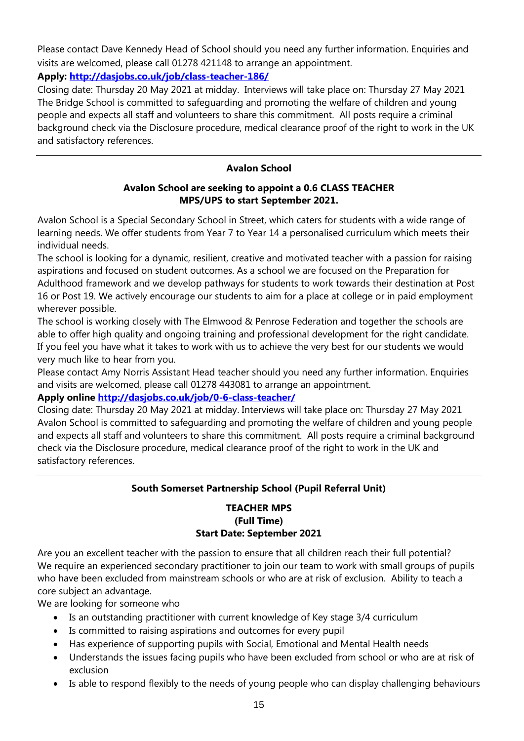Please contact Dave Kennedy Head of School should you need any further information. Enquiries and visits are welcomed, please call 01278 421148 to arrange an appointment.

**Apply: [http://dasjobs.co.uk/job/class-teacher-186/](http://dasjobs.co.uk/job/class-teacher-186/)**

Closing date: Thursday 20 May 2021 at midday. Interviews will take place on: Thursday 27 May 2021

The Bridge School is committed to safeguarding and promoting the welfare of children and young people and expects all staff and volunteers to share this commitment. All posts require a criminal background check via the Disclosure procedure, medical clearance proof of the right to work in the UK and satisfactory references.

---

**Avalon School**

**Avalon School are seeking to appoint a 0.6 CLASS TEACHER MPS/UPS to start September 2021.**

Avalon School is a Special Secondary School in Street, which caters for students with a wide range of learning needs. We offer students from Year 7 to Year 14 a personalised curriculum which meets their individual needs.

The school is looking for a dynamic, resilient, creative and motivated teacher with a passion for raising aspirations and focused on student outcomes. As a school we are focused on the Preparation for Adulthood framework and we develop pathways for students to work towards their destination at Post 16 or Post 19. We actively encourage our students to aim for a place at college or in paid employment wherever possible.

The school is working closely with The Elmwood & Penrose Federation and together the schools are able to offer high quality and ongoing training and professional development for the right candidate.

If you feel you have what it takes to work with us to achieve the very best for our students we would very much like to hear from you.

Please contact Amy Norris Assistant Head teacher should you need any further information. Enquiries and visits are welcomed, please call 01278 443081 to arrange an appointment.

**Apply online [http://dasjobs.co.uk/job/0-6-class-teacher/](http://dasjobs.co.uk/job/0-6-class-teacher/)**

Closing date: Thursday 20 May 2021 at midday. Interviews will take place on: Thursday 27 May 2021

Avalon School is committed to safeguarding and promoting the welfare of children and young people and expects all staff and volunteers to share this commitment. All posts require a criminal background check via the Disclosure procedure, medical clearance proof of the right to work in the UK and satisfactory references.

---

**South Somerset Partnership School (Pupil Referral Unit)**

**TEACHER MPS**
**(Full Time)**
**Start Date: September 2021**

Are you an excellent teacher with the passion to ensure that all children reach their full potential?

We require an experienced secondary practitioner to join our team to work with small groups of pupils who have been excluded from mainstream schools or who are at risk of exclusion. Ability to teach a core subject an advantage.

We are looking for someone who

- Is an outstanding practitioner with current knowledge of Key stage 3/4 curriculum
- Is committed to raising aspirations and outcomes for every pupil
- Has experience of supporting pupils with Social, Emotional and Mental Health needs
- Understands the issues facing pupils who have been excluded from school or who are at risk of exclusion
- Is able to respond flexibly to the needs of young people who can display challenging behaviours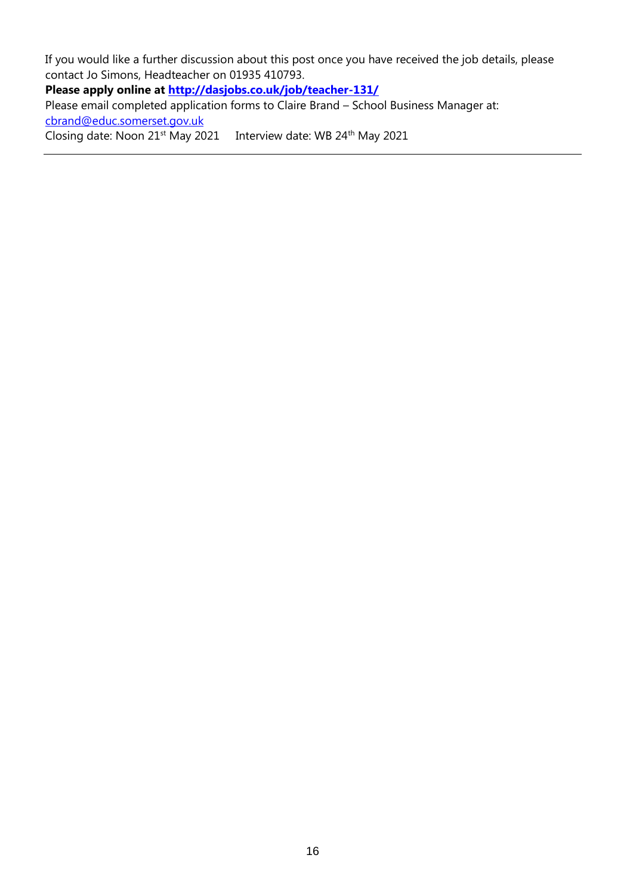If you would like a further discussion about this post once you have received the job details, please contact Jo Simons, Headteacher on 01935 410793.

**Please apply online at [http://dasjobs.co.uk/job/teacher-131/](http://dasjobs.co.uk/job/teacher-131/)**

Please email completed application forms to Claire Brand – School Business Manager at: [cbrand@educ.somerset.gov.uk](mailto:cbrand@educ.somerset.gov.uk)

Closing date: Noon 21st May 2021     Interview date: WB 24th May 2021

---